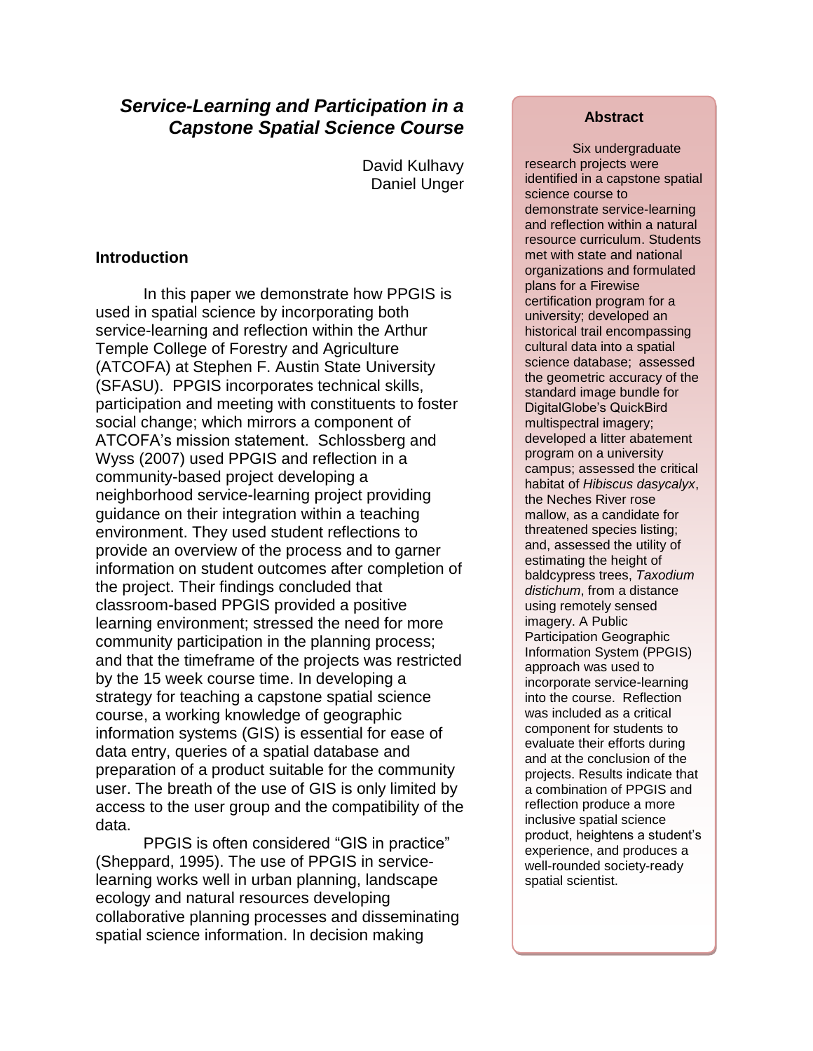# *Service-Learning and Participation in a Capstone Spatial Science Course*

David Kulhavy
Daniel Unger

## Abstract

Six undergraduate research projects were identified in a capstone spatial science course to demonstrate service-learning and reflection within a natural resource curriculum. Students met with state and national organizations and formulated plans for a Firewise certification program for a university; developed an historical trail encompassing cultural data into a spatial science database; assessed the geometric accuracy of the standard image bundle for DigitalGlobe's QuickBird multispectral imagery; developed a litter abatement program on a university campus; assessed the critical habitat of *Hibiscus dasycalyx*, the Neches River rose mallow, as a candidate for threatened species listing; and, assessed the utility of estimating the height of baldcypress trees, *Taxodium distichum*, from a distance using remotely sensed imagery. A Public Participation Geographic Information System (PPGIS) approach was used to incorporate service-learning into the course. Reflection was included as a critical component for students to evaluate their efforts during and at the conclusion of the projects. Results indicate that a combination of PPGIS and reflection produce a more inclusive spatial science product, heightens a student's experience, and produces a well-rounded society-ready spatial scientist.

## Introduction

In this paper we demonstrate how PPGIS is used in spatial science by incorporating both service-learning and reflection within the Arthur Temple College of Forestry and Agriculture (ATCOFA) at Stephen F. Austin State University (SFASU). PPGIS incorporates technical skills, participation and meeting with constituents to foster social change; which mirrors a component of ATCOFA's mission statement. Schlossberg and Wyss (2007) used PPGIS and reflection in a community-based project developing a neighborhood service-learning project providing guidance on their integration within a teaching environment. They used student reflections to provide an overview of the process and to garner information on student outcomes after completion of the project. Their findings concluded that classroom-based PPGIS provided a positive learning environment; stressed the need for more community participation in the planning process; and that the timeframe of the projects was restricted by the 15 week course time. In developing a strategy for teaching a capstone spatial science course, a working knowledge of geographic information systems (GIS) is essential for ease of data entry, queries of a spatial database and preparation of a product suitable for the community user. The breath of the use of GIS is only limited by access to the user group and the compatibility of the data.

PPGIS is often considered "GIS in practice" (Sheppard, 1995). The use of PPGIS in service-learning works well in urban planning, landscape ecology and natural resources developing collaborative planning processes and disseminating spatial science information. In decision making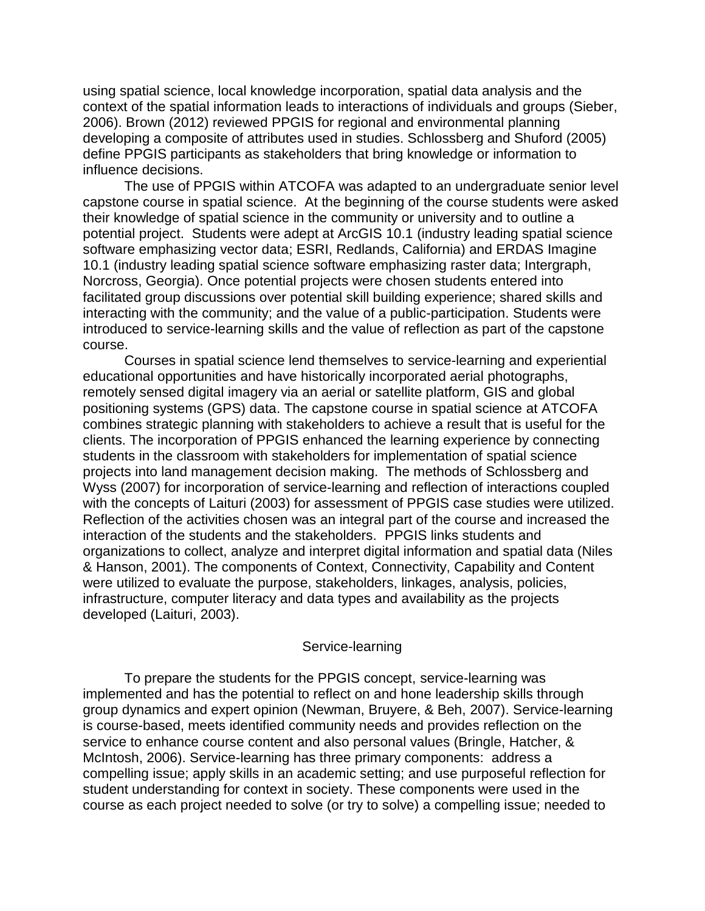using spatial science, local knowledge incorporation, spatial data analysis and the context of the spatial information leads to interactions of individuals and groups (Sieber, 2006). Brown (2012) reviewed PPGIS for regional and environmental planning developing a composite of attributes used in studies. Schlossberg and Shuford (2005) define PPGIS participants as stakeholders that bring knowledge or information to influence decisions.

The use of PPGIS within ATCOFA was adapted to an undergraduate senior level capstone course in spatial science. At the beginning of the course students were asked their knowledge of spatial science in the community or university and to outline a potential project. Students were adept at ArcGIS 10.1 (industry leading spatial science software emphasizing vector data; ESRI, Redlands, California) and ERDAS Imagine 10.1 (industry leading spatial science software emphasizing raster data; Intergraph, Norcross, Georgia). Once potential projects were chosen students entered into facilitated group discussions over potential skill building experience; shared skills and interacting with the community; and the value of a public-participation. Students were introduced to service-learning skills and the value of reflection as part of the capstone course.

Courses in spatial science lend themselves to service-learning and experiential educational opportunities and have historically incorporated aerial photographs, remotely sensed digital imagery via an aerial or satellite platform, GIS and global positioning systems (GPS) data. The capstone course in spatial science at ATCOFA combines strategic planning with stakeholders to achieve a result that is useful for the clients. The incorporation of PPGIS enhanced the learning experience by connecting students in the classroom with stakeholders for implementation of spatial science projects into land management decision making. The methods of Schlossberg and Wyss (2007) for incorporation of service-learning and reflection of interactions coupled with the concepts of Laituri (2003) for assessment of PPGIS case studies were utilized. Reflection of the activities chosen was an integral part of the course and increased the interaction of the students and the stakeholders. PPGIS links students and organizations to collect, analyze and interpret digital information and spatial data (Niles & Hanson, 2001). The components of Context, Connectivity, Capability and Content were utilized to evaluate the purpose, stakeholders, linkages, analysis, policies, infrastructure, computer literacy and data types and availability as the projects developed (Laituri, 2003).

## Service-learning

To prepare the students for the PPGIS concept, service-learning was implemented and has the potential to reflect on and hone leadership skills through group dynamics and expert opinion (Newman, Bruyere, & Beh, 2007). Service-learning is course-based, meets identified community needs and provides reflection on the service to enhance course content and also personal values (Bringle, Hatcher, & McIntosh, 2006). Service-learning has three primary components: address a compelling issue; apply skills in an academic setting; and use purposeful reflection for student understanding for context in society. These components were used in the course as each project needed to solve (or try to solve) a compelling issue; needed to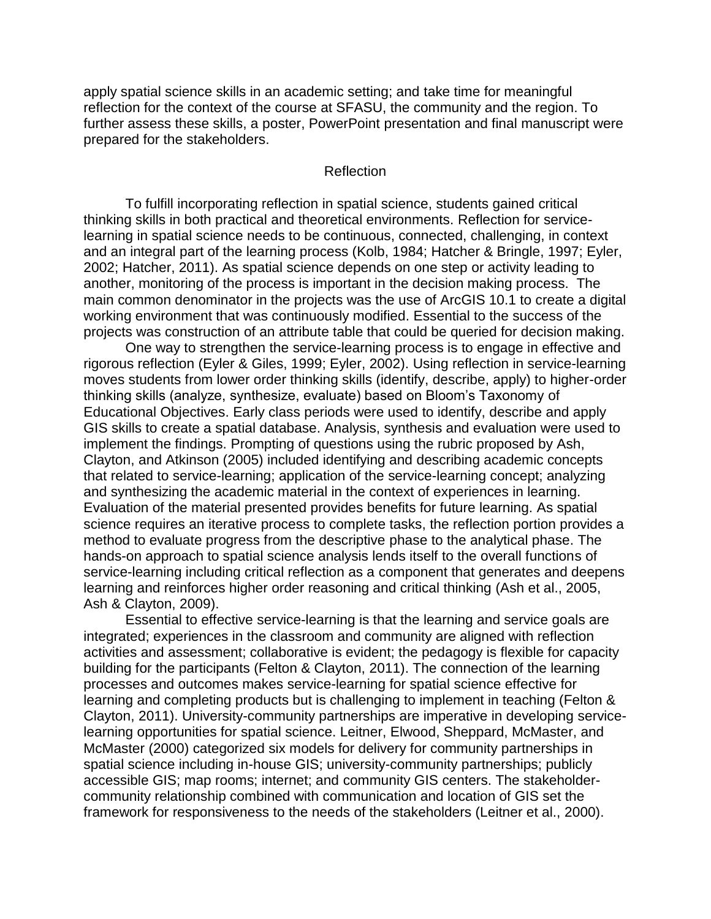apply spatial science skills in an academic setting; and take time for meaningful reflection for the context of the course at SFASU, the community and the region. To further assess these skills, a poster, PowerPoint presentation and final manuscript were prepared for the stakeholders.

## Reflection

To fulfill incorporating reflection in spatial science, students gained critical thinking skills in both practical and theoretical environments. Reflection for service-learning in spatial science needs to be continuous, connected, challenging, in context and an integral part of the learning process (Kolb, 1984; Hatcher & Bringle, 1997; Eyler, 2002; Hatcher, 2011). As spatial science depends on one step or activity leading to another, monitoring of the process is important in the decision making process. The main common denominator in the projects was the use of ArcGIS 10.1 to create a digital working environment that was continuously modified. Essential to the success of the projects was construction of an attribute table that could be queried for decision making.

One way to strengthen the service-learning process is to engage in effective and rigorous reflection (Eyler & Giles, 1999; Eyler, 2002). Using reflection in service-learning moves students from lower order thinking skills (identify, describe, apply) to higher-order thinking skills (analyze, synthesize, evaluate) based on Bloom's Taxonomy of Educational Objectives. Early class periods were used to identify, describe and apply GIS skills to create a spatial database. Analysis, synthesis and evaluation were used to implement the findings. Prompting of questions using the rubric proposed by Ash, Clayton, and Atkinson (2005) included identifying and describing academic concepts that related to service-learning; application of the service-learning concept; analyzing and synthesizing the academic material in the context of experiences in learning. Evaluation of the material presented provides benefits for future learning. As spatial science requires an iterative process to complete tasks, the reflection portion provides a method to evaluate progress from the descriptive phase to the analytical phase. The hands-on approach to spatial science analysis lends itself to the overall functions of service-learning including critical reflection as a component that generates and deepens learning and reinforces higher order reasoning and critical thinking (Ash et al., 2005, Ash & Clayton, 2009).

Essential to effective service-learning is that the learning and service goals are integrated; experiences in the classroom and community are aligned with reflection activities and assessment; collaborative is evident; the pedagogy is flexible for capacity building for the participants (Felton & Clayton, 2011). The connection of the learning processes and outcomes makes service-learning for spatial science effective for learning and completing products but is challenging to implement in teaching (Felton & Clayton, 2011). University-community partnerships are imperative in developing service-learning opportunities for spatial science. Leitner, Elwood, Sheppard, McMaster, and McMaster (2000) categorized six models for delivery for community partnerships in spatial science including in-house GIS; university-community partnerships; publicly accessible GIS; map rooms; internet; and community GIS centers. The stakeholder-community relationship combined with communication and location of GIS set the framework for responsiveness to the needs of the stakeholders (Leitner et al., 2000).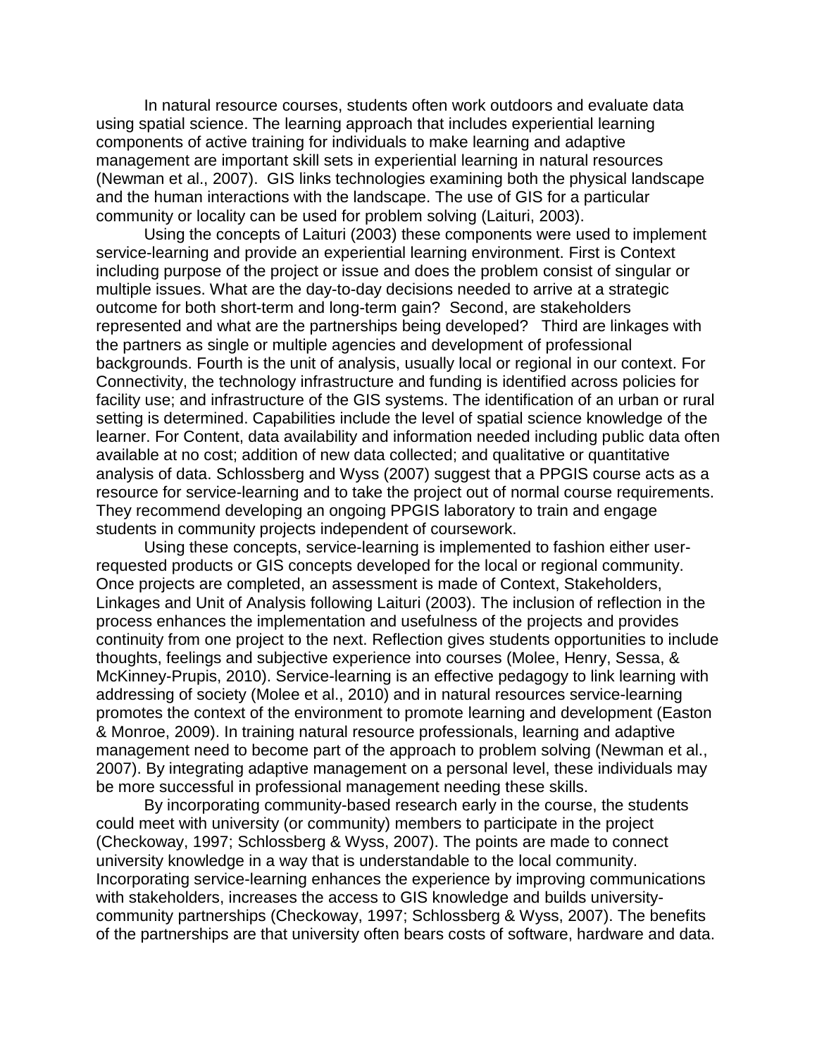In natural resource courses, students often work outdoors and evaluate data using spatial science. The learning approach that includes experiential learning components of active training for individuals to make learning and adaptive management are important skill sets in experiential learning in natural resources (Newman et al., 2007). GIS links technologies examining both the physical landscape and the human interactions with the landscape. The use of GIS for a particular community or locality can be used for problem solving (Laituri, 2003).

Using the concepts of Laituri (2003) these components were used to implement service-learning and provide an experiential learning environment. First is Context including purpose of the project or issue and does the problem consist of singular or multiple issues. What are the day-to-day decisions needed to arrive at a strategic outcome for both short-term and long-term gain? Second, are stakeholders represented and what are the partnerships being developed? Third are linkages with the partners as single or multiple agencies and development of professional backgrounds. Fourth is the unit of analysis, usually local or regional in our context. For Connectivity, the technology infrastructure and funding is identified across policies for facility use; and infrastructure of the GIS systems. The identification of an urban or rural setting is determined. Capabilities include the level of spatial science knowledge of the learner. For Content, data availability and information needed including public data often available at no cost; addition of new data collected; and qualitative or quantitative analysis of data. Schlossberg and Wyss (2007) suggest that a PPGIS course acts as a resource for service-learning and to take the project out of normal course requirements. They recommend developing an ongoing PPGIS laboratory to train and engage students in community projects independent of coursework.

Using these concepts, service-learning is implemented to fashion either user-requested products or GIS concepts developed for the local or regional community. Once projects are completed, an assessment is made of Context, Stakeholders, Linkages and Unit of Analysis following Laituri (2003). The inclusion of reflection in the process enhances the implementation and usefulness of the projects and provides continuity from one project to the next. Reflection gives students opportunities to include thoughts, feelings and subjective experience into courses (Molee, Henry, Sessa, & McKinney-Prupis, 2010). Service-learning is an effective pedagogy to link learning with addressing of society (Molee et al., 2010) and in natural resources service-learning promotes the context of the environment to promote learning and development (Easton & Monroe, 2009). In training natural resource professionals, learning and adaptive management need to become part of the approach to problem solving (Newman et al., 2007). By integrating adaptive management on a personal level, these individuals may be more successful in professional management needing these skills.

By incorporating community-based research early in the course, the students could meet with university (or community) members to participate in the project (Checkoway, 1997; Schlossberg & Wyss, 2007). The points are made to connect university knowledge in a way that is understandable to the local community. Incorporating service-learning enhances the experience by improving communications with stakeholders, increases the access to GIS knowledge and builds university-community partnerships (Checkoway, 1997; Schlossberg & Wyss, 2007). The benefits of the partnerships are that university often bears costs of software, hardware and data.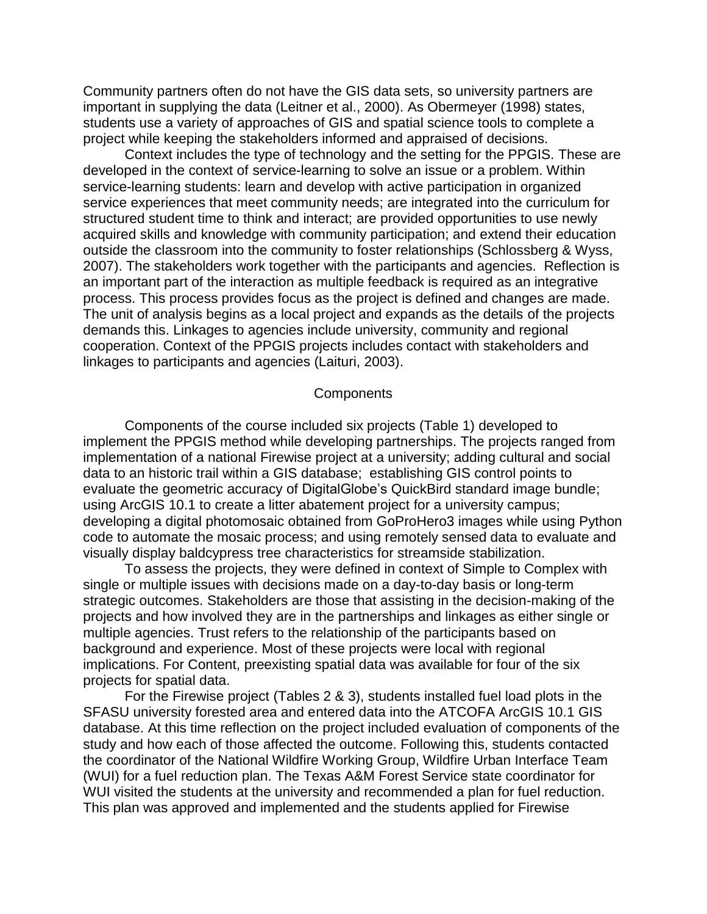Community partners often do not have the GIS data sets, so university partners are important in supplying the data (Leitner et al., 2000). As Obermeyer (1998) states, students use a variety of approaches of GIS and spatial science tools to complete a project while keeping the stakeholders informed and appraised of decisions.

Context includes the type of technology and the setting for the PPGIS. These are developed in the context of service-learning to solve an issue or a problem. Within service-learning students: learn and develop with active participation in organized service experiences that meet community needs; are integrated into the curriculum for structured student time to think and interact; are provided opportunities to use newly acquired skills and knowledge with community participation; and extend their education outside the classroom into the community to foster relationships (Schlossberg & Wyss, 2007). The stakeholders work together with the participants and agencies. Reflection is an important part of the interaction as multiple feedback is required as an integrative process. This process provides focus as the project is defined and changes are made. The unit of analysis begins as a local project and expands as the details of the projects demands this. Linkages to agencies include university, community and regional cooperation. Context of the PPGIS projects includes contact with stakeholders and linkages to participants and agencies (Laituri, 2003).

## Components

Components of the course included six projects (Table 1) developed to implement the PPGIS method while developing partnerships. The projects ranged from implementation of a national Firewise project at a university; adding cultural and social data to an historic trail within a GIS database; establishing GIS control points to evaluate the geometric accuracy of DigitalGlobe's QuickBird standard image bundle; using ArcGIS 10.1 to create a litter abatement project for a university campus; developing a digital photomosaic obtained from GoProHero3 images while using Python code to automate the mosaic process; and using remotely sensed data to evaluate and visually display baldcypress tree characteristics for streamside stabilization.

To assess the projects, they were defined in context of Simple to Complex with single or multiple issues with decisions made on a day-to-day basis or long-term strategic outcomes. Stakeholders are those that assisting in the decision-making of the projects and how involved they are in the partnerships and linkages as either single or multiple agencies. Trust refers to the relationship of the participants based on background and experience. Most of these projects were local with regional implications. For Content, preexisting spatial data was available for four of the six projects for spatial data.

For the Firewise project (Tables 2 & 3), students installed fuel load plots in the SFASU university forested area and entered data into the ATCOFA ArcGIS 10.1 GIS database. At this time reflection on the project included evaluation of components of the study and how each of those affected the outcome. Following this, students contacted the coordinator of the National Wildfire Working Group, Wildfire Urban Interface Team (WUI) for a fuel reduction plan. The Texas A&M Forest Service state coordinator for WUI visited the students at the university and recommended a plan for fuel reduction. This plan was approved and implemented and the students applied for Firewise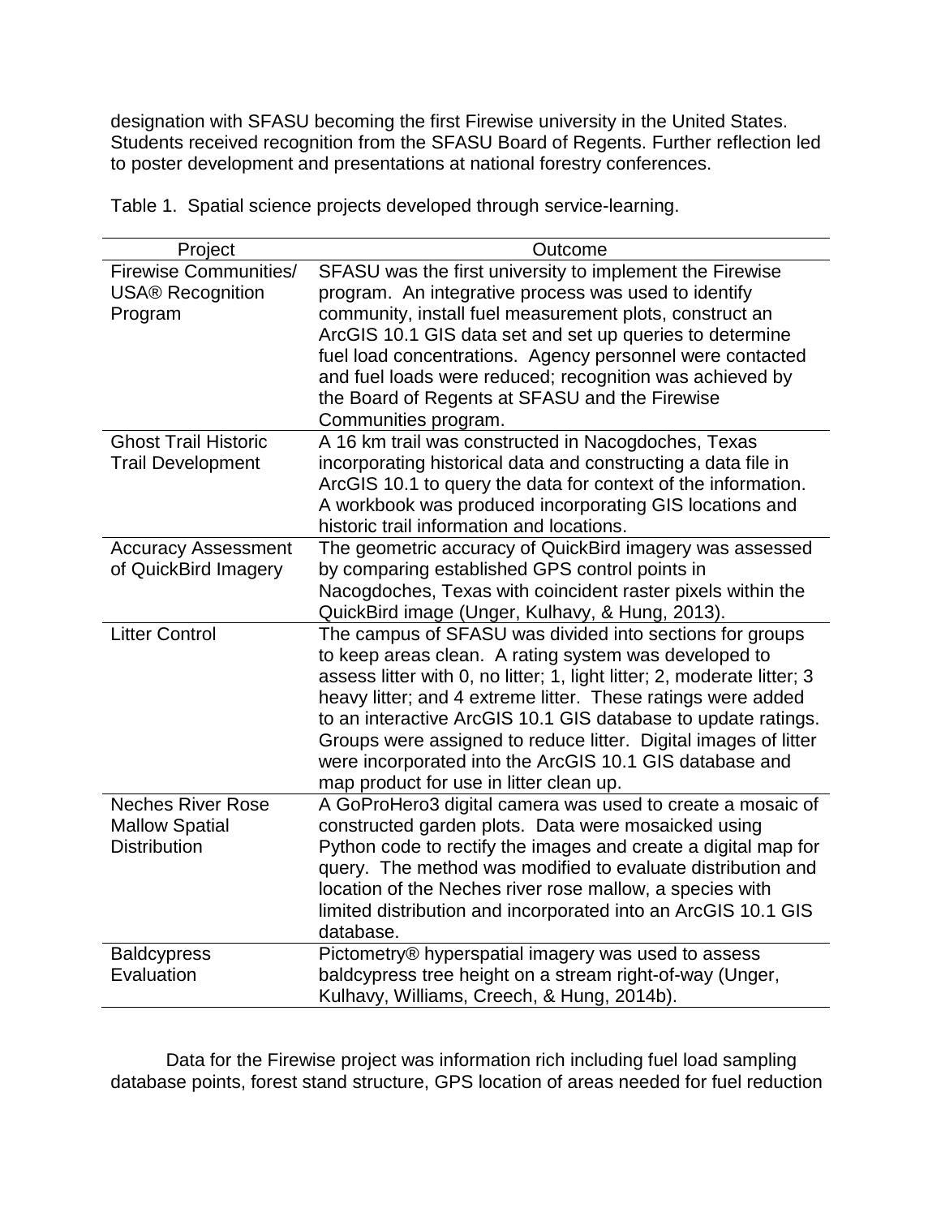designation with SFASU becoming the first Firewise university in the United States. Students received recognition from the SFASU Board of Regents. Further reflection led to poster development and presentations at national forestry conferences.

Table 1. Spatial science projects developed through service-learning.

| Project | Outcome |
| --- | --- |
| Firewise Communities/ USA® Recognition Program | SFASU was the first university to implement the Firewise program. An integrative process was used to identify community, install fuel measurement plots, construct an ArcGIS 10.1 GIS data set and set up queries to determine fuel load concentrations. Agency personnel were contacted and fuel loads were reduced; recognition was achieved by the Board of Regents at SFASU and the Firewise Communities program. |
| Ghost Trail Historic Trail Development | A 16 km trail was constructed in Nacogdoches, Texas incorporating historical data and constructing a data file in ArcGIS 10.1 to query the data for context of the information. A workbook was produced incorporating GIS locations and historic trail information and locations. |
| Accuracy Assessment of QuickBird Imagery | The geometric accuracy of QuickBird imagery was assessed by comparing established GPS control points in Nacogdoches, Texas with coincident raster pixels within the QuickBird image (Unger, Kulhavy, & Hung, 2013). |
| Litter Control | The campus of SFASU was divided into sections for groups to keep areas clean. A rating system was developed to assess litter with 0, no litter; 1, light litter; 2, moderate litter; 3 heavy litter; and 4 extreme litter. These ratings were added to an interactive ArcGIS 10.1 GIS database to update ratings. Groups were assigned to reduce litter. Digital images of litter were incorporated into the ArcGIS 10.1 GIS database and map product for use in litter clean up. |
| Neches River Rose Mallow Spatial Distribution | A GoProHero3 digital camera was used to create a mosaic of constructed garden plots. Data were mosaicked using Python code to rectify the images and create a digital map for query. The method was modified to evaluate distribution and location of the Neches river rose mallow, a species with limited distribution and incorporated into an ArcGIS 10.1 GIS database. |
| Baldcypress Evaluation | Pictometry® hyperspatial imagery was used to assess baldcypress tree height on a stream right-of-way (Unger, Kulhavy, Williams, Creech, & Hung, 2014b). |

Data for the Firewise project was information rich including fuel load sampling database points, forest stand structure, GPS location of areas needed for fuel reduction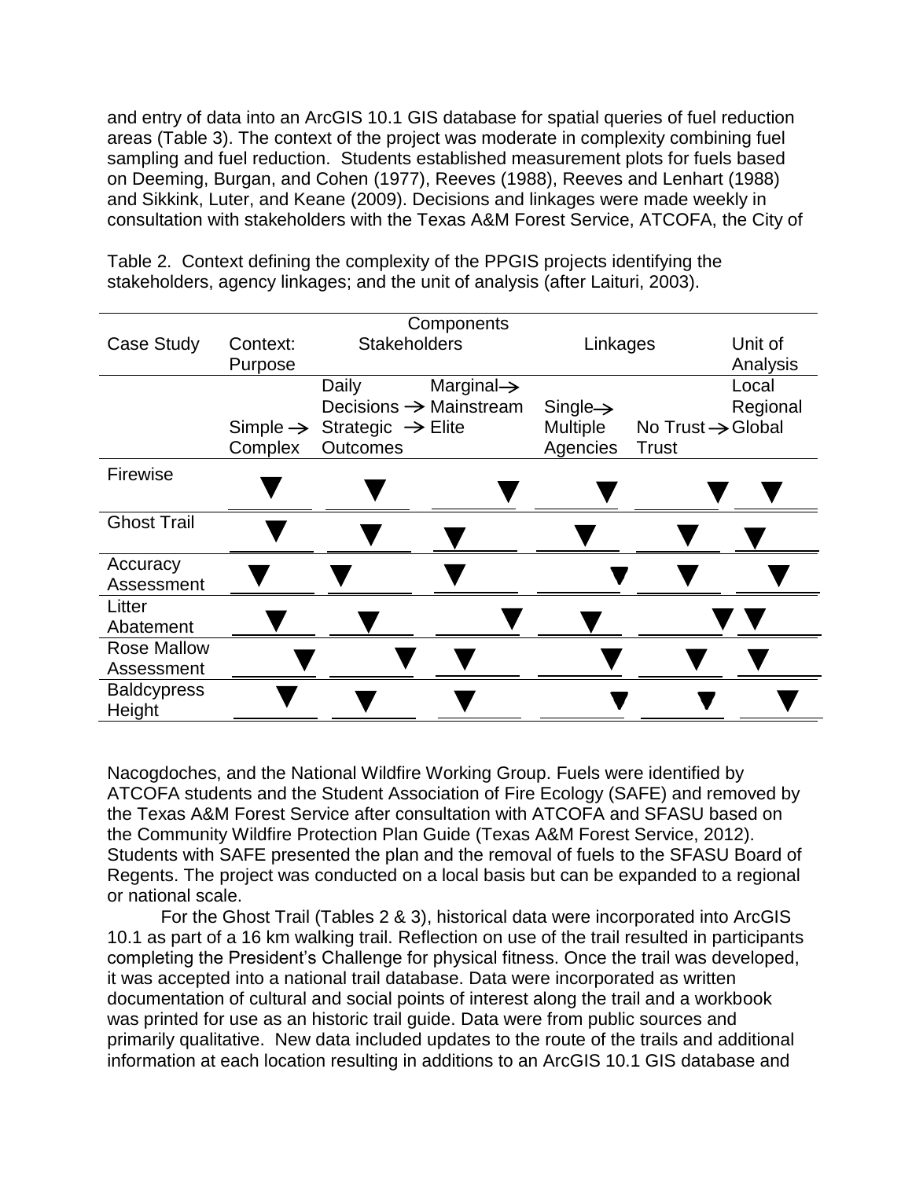and entry of data into an ArcGIS 10.1 GIS database for spatial queries of fuel reduction areas (Table 3). The context of the project was moderate in complexity combining fuel sampling and fuel reduction. Students established measurement plots for fuels based on Deeming, Burgan, and Cohen (1977), Reeves (1988), Reeves and Lenhart (1988) and Sikkink, Luter, and Keane (2009). Decisions and linkages were made weekly in consultation with stakeholders with the Texas A&M Forest Service, ATCOFA, the City of

Table 2. Context defining the complexity of the PPGIS projects identifying the stakeholders, agency linkages; and the unit of analysis (after Laituri, 2003).

| | Components | | | | | |
|---|---|---|---|---|---|---|
| Case Study | Context: Purpose | Stakeholders | | Linkages | | Unit of Analysis |
| | Simple → Complex | Daily Decisions → Strategic Outcomes | Marginal→ Mainstream → Elite | Single→ Multiple Agencies | No Trust → Trust | Local Regional Global |
| Firewise | ▼ | ▼ | ▼ | ▼ | ▼ | ▼ |
| Ghost Trail | ▼ | ▼ | ▼ | ▼ | ▼ | ▼ |
| Accuracy Assessment | ▼ | ▼ | ▼ | ▼ | ▼ | ▼ |
| Litter Abatement | ▼ | ▼ | ▼ | ▼ | ▼ | ▼ |
| Rose Mallow Assessment | ▼ | ▼ | ▼ | ▼ | ▼ | ▼ |
| Baldcypress Height | ▼ | ▼ | ▼ | ▼ | ▼ | ▼ |

Nacogdoches, and the National Wildfire Working Group. Fuels were identified by ATCOFA students and the Student Association of Fire Ecology (SAFE) and removed by the Texas A&M Forest Service after consultation with ATCOFA and SFASU based on the Community Wildfire Protection Plan Guide (Texas A&M Forest Service, 2012). Students with SAFE presented the plan and the removal of fuels to the SFASU Board of Regents. The project was conducted on a local basis but can be expanded to a regional or national scale.

For the Ghost Trail (Tables 2 & 3), historical data were incorporated into ArcGIS 10.1 as part of a 16 km walking trail. Reflection on use of the trail resulted in participants completing the President's Challenge for physical fitness. Once the trail was developed, it was accepted into a national trail database. Data were incorporated as written documentation of cultural and social points of interest along the trail and a workbook was printed for use as an historic trail guide. Data were from public sources and primarily qualitative. New data included updates to the route of the trails and additional information at each location resulting in additions to an ArcGIS 10.1 GIS database and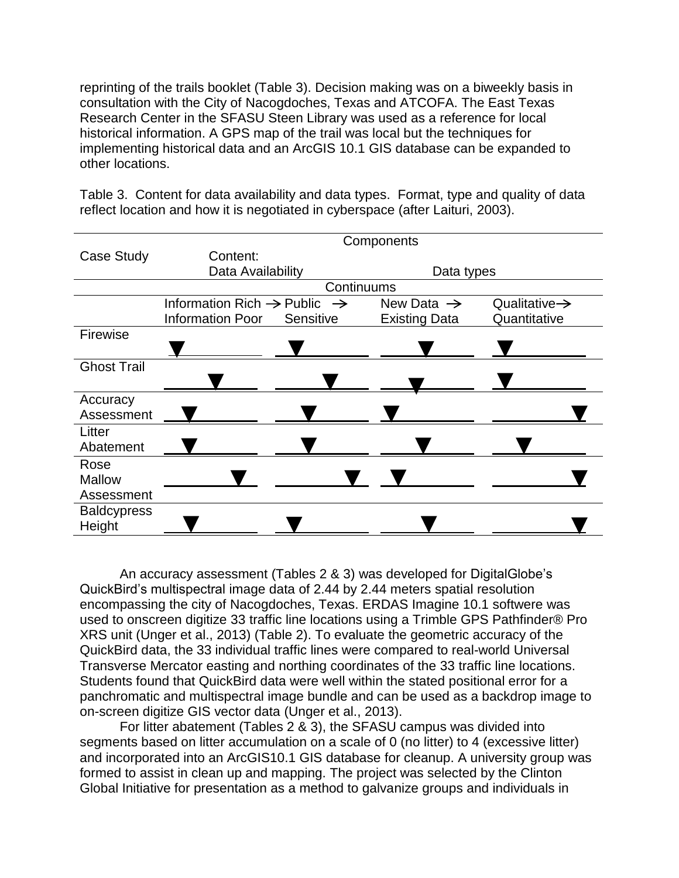reprinting of the trails booklet (Table 3). Decision making was on a biweekly basis in consultation with the City of Nacogdoches, Texas and ATCOFA. The East Texas Research Center in the SFASU Steen Library was used as a reference for local historical information. A GPS map of the trail was local but the techniques for implementing historical data and an ArcGIS 10.1 GIS database can be expanded to other locations.

Table 3. Content for data availability and data types. Format, type and quality of data reflect location and how it is negotiated in cyberspace (after Laituri, 2003).

| | Components | | | |
|---|---|---|---|---|
| Case Study | Content: Data Availability | | Data types | |
| | Continuums | | | |
| | Information Rich → Information Poor | Public → Sensitive | New Data → Existing Data | Qualitative→ Quantitative |
| Firewise | ▼______ | _▼_____ | ___▼___ | ▼______ |
| Ghost Trail | ____▼__ | _____▼_ | ___▼___ | ▼______ |
| Accuracy Assessment | _▼_____ | __▼____ | ▼______ | ______▼ |
| Litter Abatement | _▼_____ | __▼____ | ___▼___ | __▼____ |
| Rose Mallow Assessment | _____▼_ | ______▼ | _▼_____ | ______▼ |
| Baldcypress Height | _▼_____ | ▼______ | ___▼___ | ______▼ |

An accuracy assessment (Tables 2 & 3) was developed for DigitalGlobe's QuickBird's multispectral image data of 2.44 by 2.44 meters spatial resolution encompassing the city of Nacogdoches, Texas. ERDAS Imagine 10.1 softwere was used to onscreen digitize 33 traffic line locations using a Trimble GPS Pathfinder® Pro XRS unit (Unger et al., 2013) (Table 2). To evaluate the geometric accuracy of the QuickBird data, the 33 individual traffic lines were compared to real-world Universal Transverse Mercator easting and northing coordinates of the 33 traffic line locations. Students found that QuickBird data were well within the stated positional error for a panchromatic and multispectral image bundle and can be used as a backdrop image to on-screen digitize GIS vector data (Unger et al., 2013).

For litter abatement (Tables 2 & 3), the SFASU campus was divided into segments based on litter accumulation on a scale of 0 (no litter) to 4 (excessive litter) and incorporated into an ArcGIS10.1 GIS database for cleanup. A university group was formed to assist in clean up and mapping. The project was selected by the Clinton Global Initiative for presentation as a method to galvanize groups and individuals in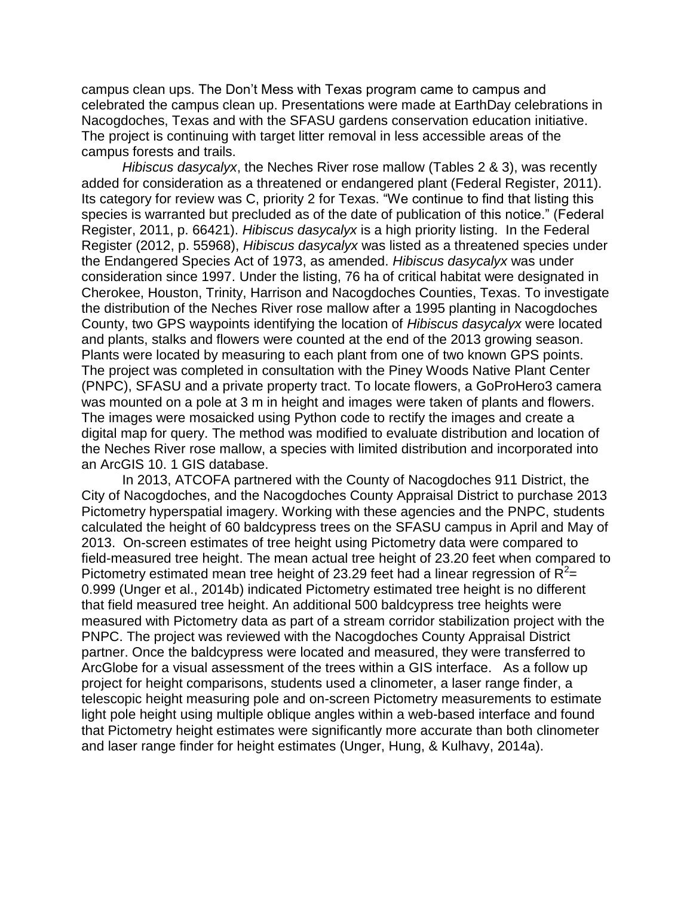campus clean ups. The Don't Mess with Texas program came to campus and celebrated the campus clean up. Presentations were made at EarthDay celebrations in Nacogdoches, Texas and with the SFASU gardens conservation education initiative. The project is continuing with target litter removal in less accessible areas of the campus forests and trails.

*Hibiscus dasycalyx*, the Neches River rose mallow (Tables 2 & 3), was recently added for consideration as a threatened or endangered plant (Federal Register, 2011). Its category for review was C, priority 2 for Texas. "We continue to find that listing this species is warranted but precluded as of the date of publication of this notice." (Federal Register, 2011, p. 66421). *Hibiscus dasycalyx* is a high priority listing. In the Federal Register (2012, p. 55968), *Hibiscus dasycalyx* was listed as a threatened species under the Endangered Species Act of 1973, as amended. *Hibiscus dasycalyx* was under consideration since 1997. Under the listing, 76 ha of critical habitat were designated in Cherokee, Houston, Trinity, Harrison and Nacogdoches Counties, Texas. To investigate the distribution of the Neches River rose mallow after a 1995 planting in Nacogdoches County, two GPS waypoints identifying the location of *Hibiscus dasycalyx* were located and plants, stalks and flowers were counted at the end of the 2013 growing season. Plants were located by measuring to each plant from one of two known GPS points. The project was completed in consultation with the Piney Woods Native Plant Center (PNPC), SFASU and a private property tract. To locate flowers, a GoProHero3 camera was mounted on a pole at 3 m in height and images were taken of plants and flowers. The images were mosaicked using Python code to rectify the images and create a digital map for query. The method was modified to evaluate distribution and location of the Neches River rose mallow, a species with limited distribution and incorporated into an ArcGIS 10. 1 GIS database.

In 2013, ATCOFA partnered with the County of Nacogdoches 911 District, the City of Nacogdoches, and the Nacogdoches County Appraisal District to purchase 2013 Pictometry hyperspatial imagery. Working with these agencies and the PNPC, students calculated the height of 60 baldcypress trees on the SFASU campus in April and May of 2013. On-screen estimates of tree height using Pictometry data were compared to field-measured tree height. The mean actual tree height of 23.20 feet when compared to Pictometry estimated mean tree height of 23.29 feet had a linear regression of $R^2$= 0.999 (Unger et al., 2014b) indicated Pictometry estimated tree height is no different that field measured tree height. An additional 500 baldcypress tree heights were measured with Pictometry data as part of a stream corridor stabilization project with the PNPC. The project was reviewed with the Nacogdoches County Appraisal District partner. Once the baldcypress were located and measured, they were transferred to ArcGlobe for a visual assessment of the trees within a GIS interface. As a follow up project for height comparisons, students used a clinometer, a laser range finder, a telescopic height measuring pole and on-screen Pictometry measurements to estimate light pole height using multiple oblique angles within a web-based interface and found that Pictometry height estimates were significantly more accurate than both clinometer and laser range finder for height estimates (Unger, Hung, & Kulhavy, 2014a).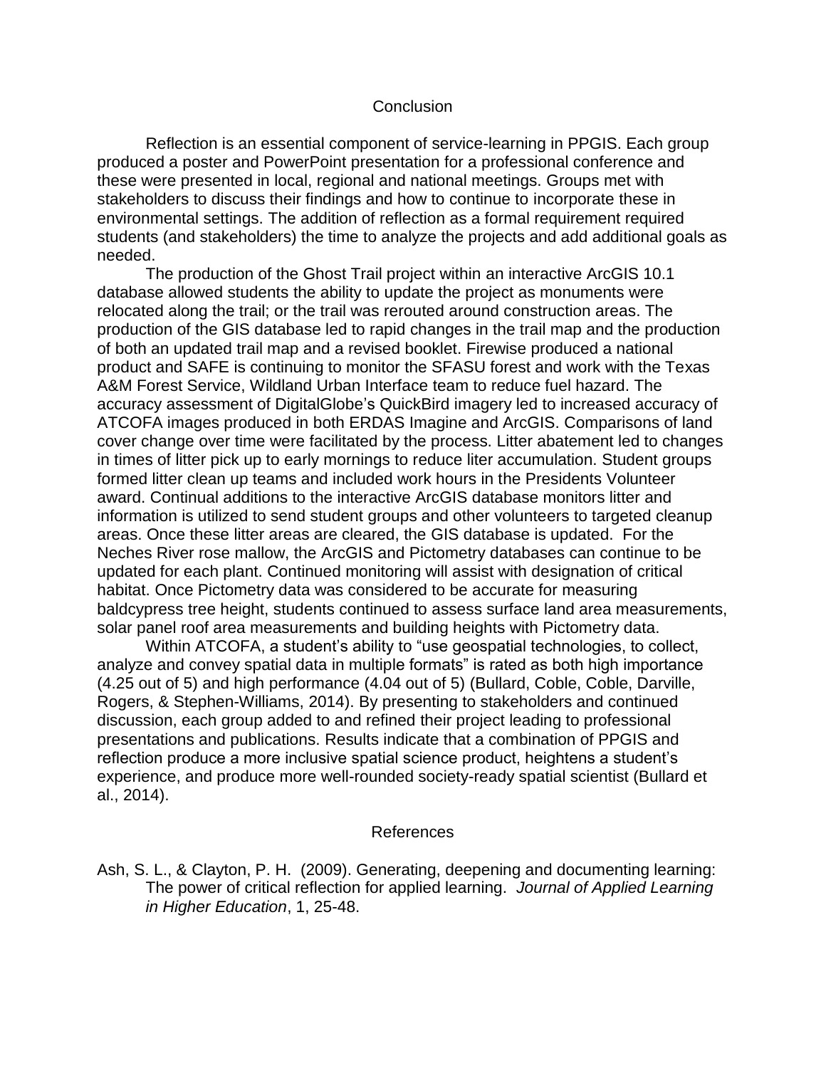## Conclusion

Reflection is an essential component of service-learning in PPGIS. Each group produced a poster and PowerPoint presentation for a professional conference and these were presented in local, regional and national meetings. Groups met with stakeholders to discuss their findings and how to continue to incorporate these in environmental settings. The addition of reflection as a formal requirement required students (and stakeholders) the time to analyze the projects and add additional goals as needed.

The production of the Ghost Trail project within an interactive ArcGIS 10.1 database allowed students the ability to update the project as monuments were relocated along the trail; or the trail was rerouted around construction areas. The production of the GIS database led to rapid changes in the trail map and the production of both an updated trail map and a revised booklet. Firewise produced a national product and SAFE is continuing to monitor the SFASU forest and work with the Texas A&M Forest Service, Wildland Urban Interface team to reduce fuel hazard. The accuracy assessment of DigitalGlobe's QuickBird imagery led to increased accuracy of ATCOFA images produced in both ERDAS Imagine and ArcGIS. Comparisons of land cover change over time were facilitated by the process. Litter abatement led to changes in times of litter pick up to early mornings to reduce liter accumulation. Student groups formed litter clean up teams and included work hours in the Presidents Volunteer award. Continual additions to the interactive ArcGIS database monitors litter and information is utilized to send student groups and other volunteers to targeted cleanup areas. Once these litter areas are cleared, the GIS database is updated. For the Neches River rose mallow, the ArcGIS and Pictometry databases can continue to be updated for each plant. Continued monitoring will assist with designation of critical habitat. Once Pictometry data was considered to be accurate for measuring baldcypress tree height, students continued to assess surface land area measurements, solar panel roof area measurements and building heights with Pictometry data.

Within ATCOFA, a student's ability to "use geospatial technologies, to collect, analyze and convey spatial data in multiple formats" is rated as both high importance (4.25 out of 5) and high performance (4.04 out of 5) (Bullard, Coble, Coble, Darville, Rogers, & Stephen-Williams, 2014). By presenting to stakeholders and continued discussion, each group added to and refined their project leading to professional presentations and publications. Results indicate that a combination of PPGIS and reflection produce a more inclusive spatial science product, heightens a student's experience, and produce more well-rounded society-ready spatial scientist (Bullard et al., 2014).

## References

Ash, S. L., & Clayton, P. H. (2009). Generating, deepening and documenting learning: The power of critical reflection for applied learning. *Journal of Applied Learning in Higher Education*, 1, 25-48.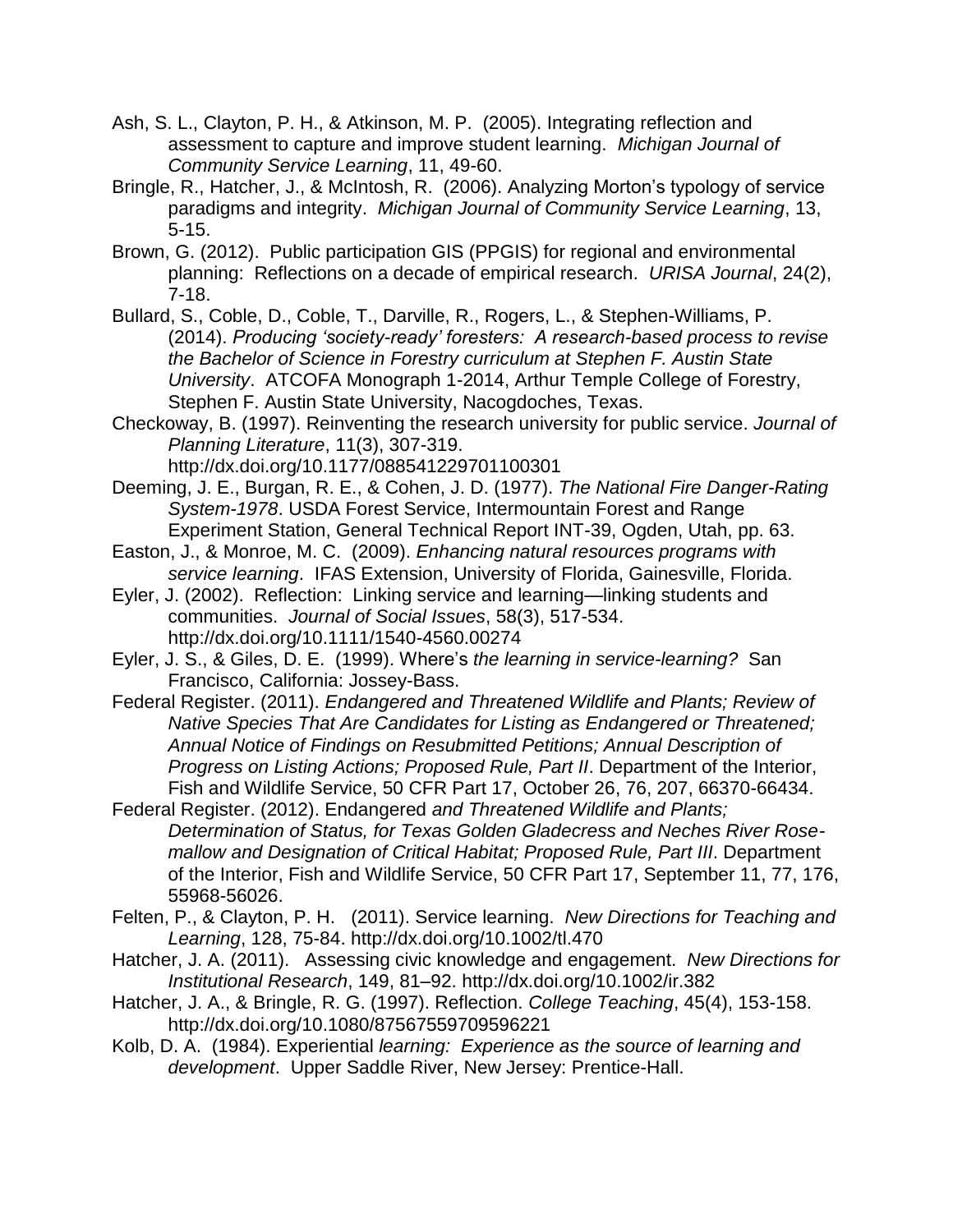Ash, S. L., Clayton, P. H., & Atkinson, M. P. (2005). Integrating reflection and assessment to capture and improve student learning. *Michigan Journal of Community Service Learning*, 11, 49-60.

Bringle, R., Hatcher, J., & McIntosh, R. (2006). Analyzing Morton's typology of service paradigms and integrity. *Michigan Journal of Community Service Learning*, 13, 5-15.

Brown, G. (2012). Public participation GIS (PPGIS) for regional and environmental planning: Reflections on a decade of empirical research. *URISA Journal*, 24(2), 7-18.

Bullard, S., Coble, D., Coble, T., Darville, R., Rogers, L., & Stephen-Williams, P. (2014). *Producing 'society-ready' foresters: A research-based process to revise the Bachelor of Science in Forestry curriculum at Stephen F. Austin State University*. ATCOFA Monograph 1-2014, Arthur Temple College of Forestry, Stephen F. Austin State University, Nacogdoches, Texas.

Checkoway, B. (1997). Reinventing the research university for public service. *Journal of Planning Literature*, 11(3), 307-319. http://dx.doi.org/10.1177/088541229701100301

Deeming, J. E., Burgan, R. E., & Cohen, J. D. (1977). *The National Fire Danger-Rating System-1978*. USDA Forest Service, Intermountain Forest and Range Experiment Station, General Technical Report INT-39, Ogden, Utah, pp. 63.

Easton, J., & Monroe, M. C. (2009). *Enhancing natural resources programs with service learning*. IFAS Extension, University of Florida, Gainesville, Florida.

Eyler, J. (2002). Reflection: Linking service and learning—linking students and communities. *Journal of Social Issues*, 58(3), 517-534. http://dx.doi.org/10.1111/1540-4560.00274

Eyler, J. S., & Giles, D. E. (1999). Where's *the learning in service-learning?* San Francisco, California: Jossey-Bass.

Federal Register. (2011). *Endangered and Threatened Wildlife and Plants; Review of Native Species That Are Candidates for Listing as Endangered or Threatened; Annual Notice of Findings on Resubmitted Petitions; Annual Description of Progress on Listing Actions; Proposed Rule, Part II*. Department of the Interior, Fish and Wildlife Service, 50 CFR Part 17, October 26, 76, 207, 66370-66434.

Federal Register. (2012). Endangered *and Threatened Wildlife and Plants; Determination of Status, for Texas Golden Gladecress and Neches River Rose-mallow and Designation of Critical Habitat; Proposed Rule, Part III*. Department of the Interior, Fish and Wildlife Service, 50 CFR Part 17, September 11, 77, 176, 55968-56026.

Felten, P., & Clayton, P. H. (2011). Service learning. *New Directions for Teaching and Learning*, 128, 75-84. http://dx.doi.org/10.1002/tl.470

Hatcher, J. A. (2011). Assessing civic knowledge and engagement. *New Directions for Institutional Research*, 149, 81–92. http://dx.doi.org/10.1002/ir.382

Hatcher, J. A., & Bringle, R. G. (1997). Reflection. *College Teaching*, 45(4), 153-158. http://dx.doi.org/10.1080/87567559709596221

Kolb, D. A. (1984). Experiential *learning: Experience as the source of learning and development*. Upper Saddle River, New Jersey: Prentice-Hall.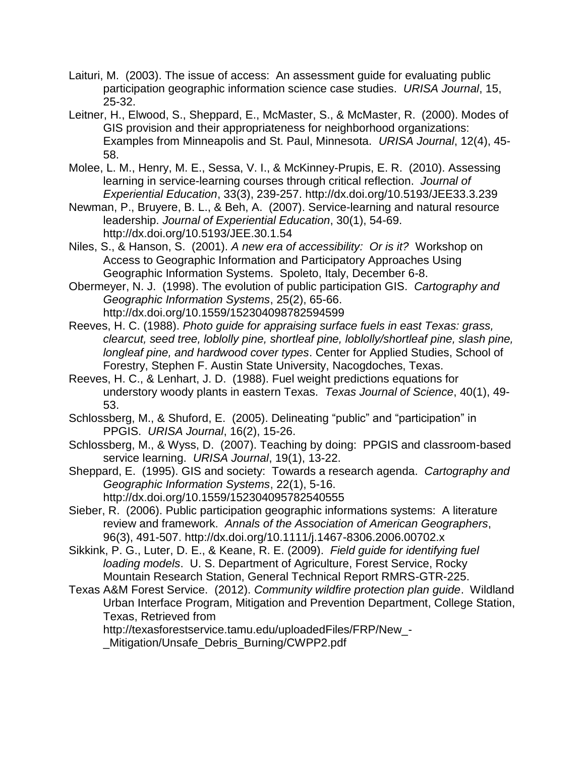Laituri, M. (2003). The issue of access: An assessment guide for evaluating public participation geographic information science case studies. *URISA Journal*, 15, 25-32.

Leitner, H., Elwood, S., Sheppard, E., McMaster, S., & McMaster, R. (2000). Modes of GIS provision and their appropriateness for neighborhood organizations: Examples from Minneapolis and St. Paul, Minnesota. *URISA Journal*, 12(4), 45-58.

Molee, L. M., Henry, M. E., Sessa, V. I., & McKinney-Prupis, E. R. (2010). Assessing learning in service-learning courses through critical reflection. *Journal of Experiential Education*, 33(3), 239-257. http://dx.doi.org/10.5193/JEE33.3.239

Newman, P., Bruyere, B. L., & Beh, A. (2007). Service-learning and natural resource leadership. *Journal of Experiential Education*, 30(1), 54-69. http://dx.doi.org/10.5193/JEE.30.1.54

Niles, S., & Hanson, S. (2001). *A new era of accessibility: Or is it?* Workshop on Access to Geographic Information and Participatory Approaches Using Geographic Information Systems. Spoleto, Italy, December 6-8.

Obermeyer, N. J. (1998). The evolution of public participation GIS. *Cartography and Geographic Information Systems*, 25(2), 65-66. http://dx.doi.org/10.1559/152304098782594599

Reeves, H. C. (1988). *Photo guide for appraising surface fuels in east Texas: grass, clearcut, seed tree, loblolly pine, shortleaf pine, loblolly/shortleaf pine, slash pine, longleaf pine, and hardwood cover types*. Center for Applied Studies, School of Forestry, Stephen F. Austin State University, Nacogdoches, Texas.

Reeves, H. C., & Lenhart, J. D. (1988). Fuel weight predictions equations for understory woody plants in eastern Texas. *Texas Journal of Science*, 40(1), 49-53.

Schlossberg, M., & Shuford, E. (2005). Delineating "public" and "participation" in PPGIS. *URISA Journal*, 16(2), 15-26.

Schlossberg, M., & Wyss, D. (2007). Teaching by doing: PPGIS and classroom-based service learning. *URISA Journal*, 19(1), 13-22.

Sheppard, E. (1995). GIS and society: Towards a research agenda. *Cartography and Geographic Information Systems*, 22(1), 5-16. http://dx.doi.org/10.1559/152304095782540555

Sieber, R. (2006). Public participation geographic informations systems: A literature review and framework. *Annals of the Association of American Geographers*, 96(3), 491-507. http://dx.doi.org/10.1111/j.1467-8306.2006.00702.x

Sikkink, P. G., Luter, D. E., & Keane, R. E. (2009). *Field guide for identifying fuel loading models*. U. S. Department of Agriculture, Forest Service, Rocky Mountain Research Station, General Technical Report RMRS-GTR-225.

Texas A&M Forest Service. (2012). *Community wildfire protection plan guide*. Wildland Urban Interface Program, Mitigation and Prevention Department, College Station, Texas, Retrieved from http://texasforestservice.tamu.edu/uploadedFiles/FRP/New_-_Mitigation/Unsafe_Debris_Burning/CWPP2.pdf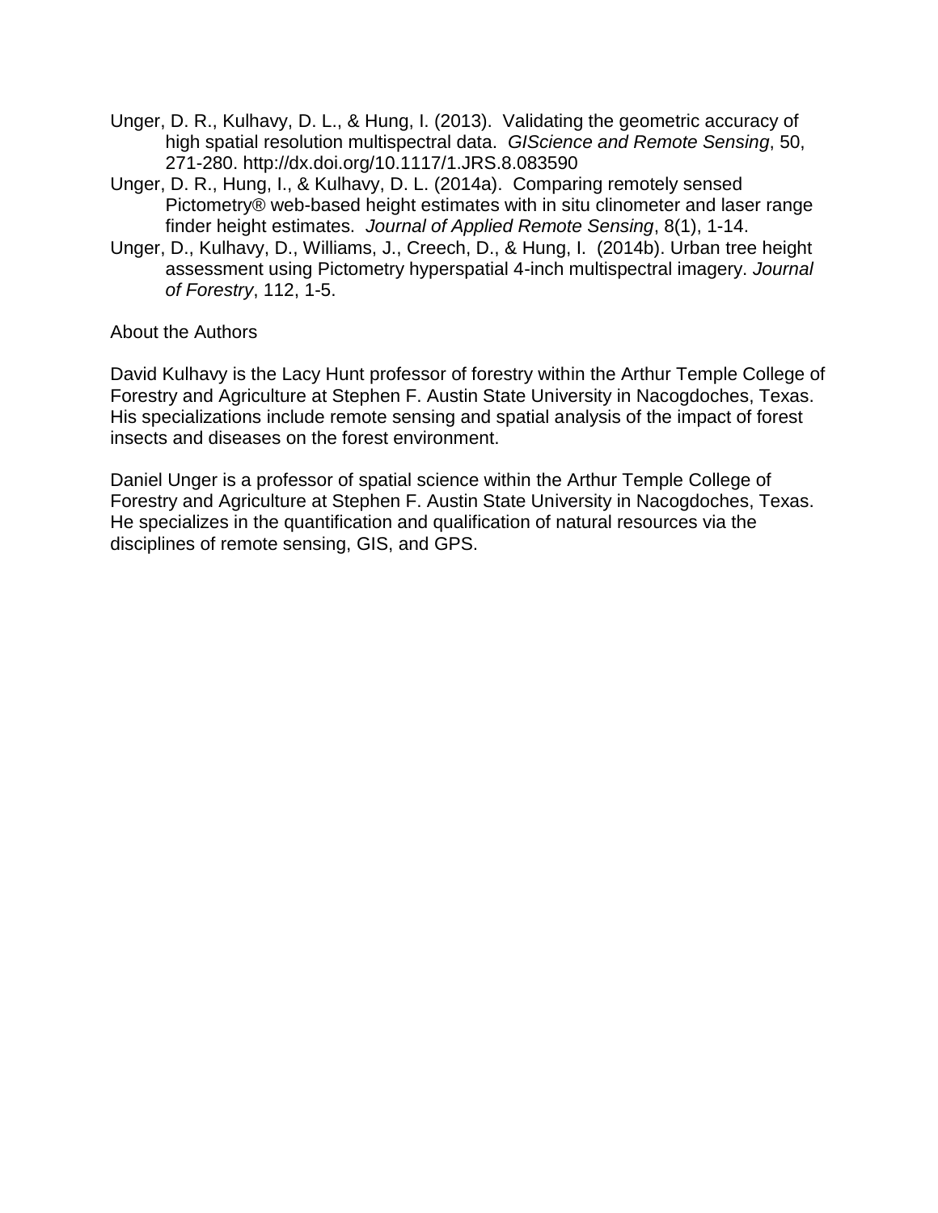Unger, D. R., Kulhavy, D. L., & Hung, I. (2013). Validating the geometric accuracy of high spatial resolution multispectral data. *GIScience and Remote Sensing*, 50, 271-280. http://dx.doi.org/10.1117/1.JRS.8.083590

Unger, D. R., Hung, I., & Kulhavy, D. L. (2014a). Comparing remotely sensed Pictometry® web-based height estimates with in situ clinometer and laser range finder height estimates. *Journal of Applied Remote Sensing*, 8(1), 1-14.

Unger, D., Kulhavy, D., Williams, J., Creech, D., & Hung, I. (2014b). Urban tree height assessment using Pictometry hyperspatial 4-inch multispectral imagery. *Journal of Forestry*, 112, 1-5.

## About the Authors

David Kulhavy is the Lacy Hunt professor of forestry within the Arthur Temple College of Forestry and Agriculture at Stephen F. Austin State University in Nacogdoches, Texas. His specializations include remote sensing and spatial analysis of the impact of forest insects and diseases on the forest environment.

Daniel Unger is a professor of spatial science within the Arthur Temple College of Forestry and Agriculture at Stephen F. Austin State University in Nacogdoches, Texas. He specializes in the quantification and qualification of natural resources via the disciplines of remote sensing, GIS, and GPS.